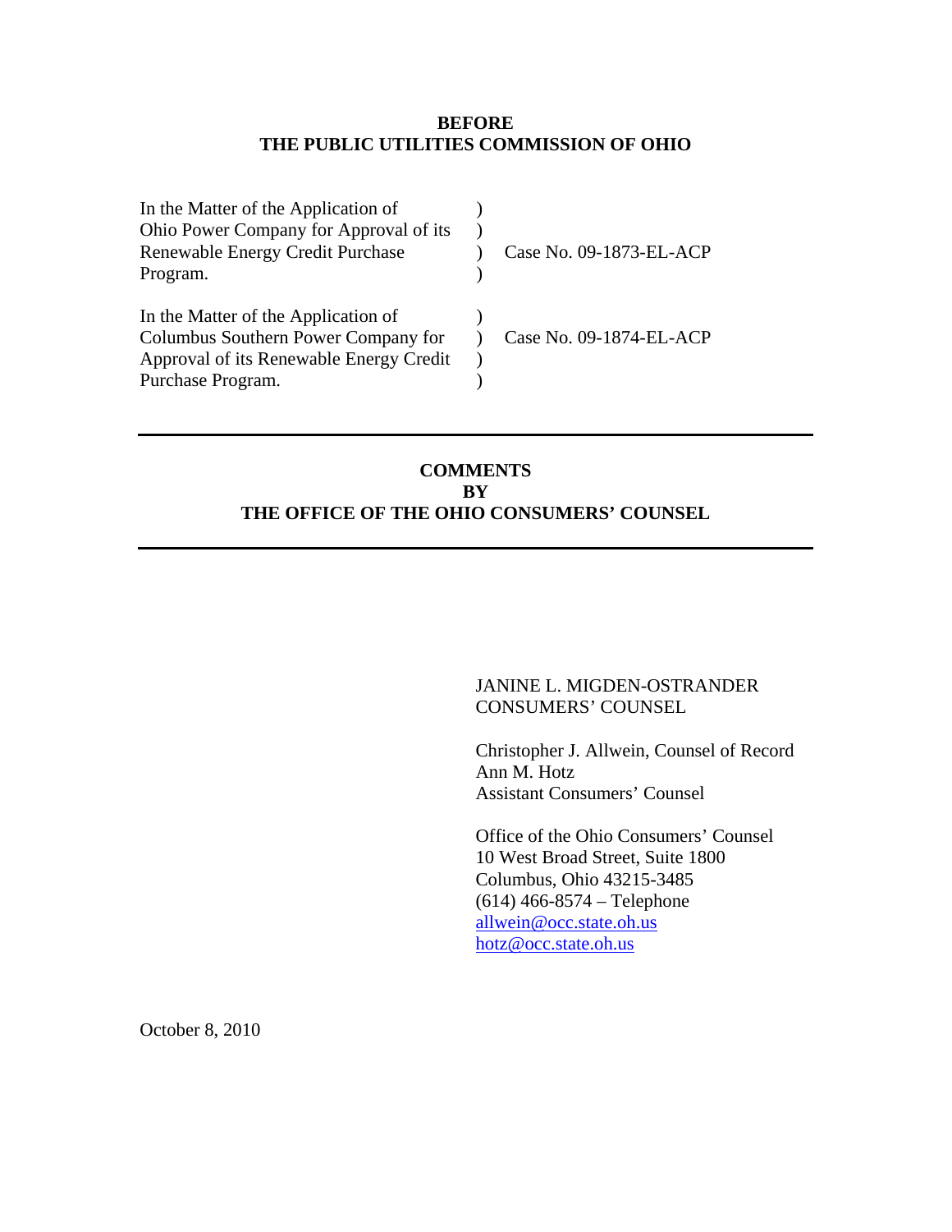**BEFORE**
**THE PUBLIC UTILITIES COMMISSION OF OHIO**

| | | |
|---|---|---|
| In the Matter of the Application of Ohio Power Company for Approval of its Renewable Energy Credit Purchase Program. | ) | Case No. 09-1873-EL-ACP |
| In the Matter of the Application of Columbus Southern Power Company for Approval of its Renewable Energy Credit Purchase Program. | ) | Case No. 09-1874-EL-ACP |

---

**COMMENTS**
**BY**
**THE OFFICE OF THE OHIO CONSUMERS' COUNSEL**

---

JANINE L. MIGDEN-OSTRANDER
CONSUMERS' COUNSEL

Christopher J. Allwein, Counsel of Record
Ann M. Hotz
Assistant Consumers' Counsel

Office of the Ohio Consumers' Counsel
10 West Broad Street, Suite 1800
Columbus, Ohio 43215-3485
(614) 466-8574 – Telephone
allwein@occ.state.oh.us
hotz@occ.state.oh.us

October 8, 2010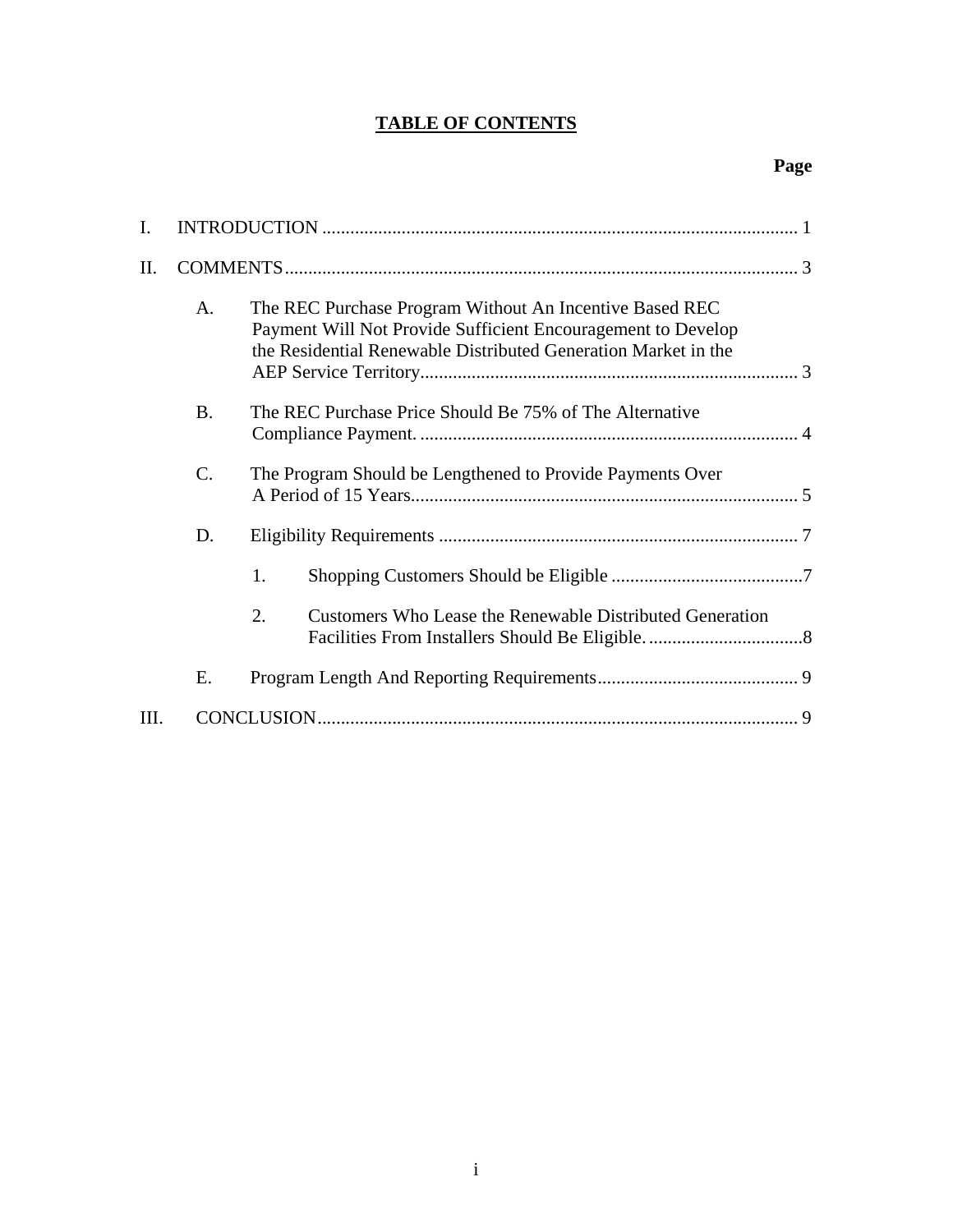# TABLE OF CONTENTS

| | | | | Page |
|---|---|---|---|---|
| I. | INTRODUCTION | | | 1 |
| II. | COMMENTS | | | 3 |
| | A. | The REC Purchase Program Without An Incentive Based REC Payment Will Not Provide Sufficient Encouragement to Develop the Residential Renewable Distributed Generation Market in the AEP Service Territory | | 3 |
| | B. | The REC Purchase Price Should Be 75% of The Alternative Compliance Payment. | | 4 |
| | C. | The Program Should be Lengthened to Provide Payments Over A Period of 15 Years | | 5 |
| | D. | Eligibility Requirements | | 7 |
| | | 1. | Shopping Customers Should be Eligible | 7 |
| | | 2. | Customers Who Lease the Renewable Distributed Generation Facilities From Installers Should Be Eligible. | 8 |
| | E. | Program Length And Reporting Requirements | | 9 |
| III. | CONCLUSION | | | 9 |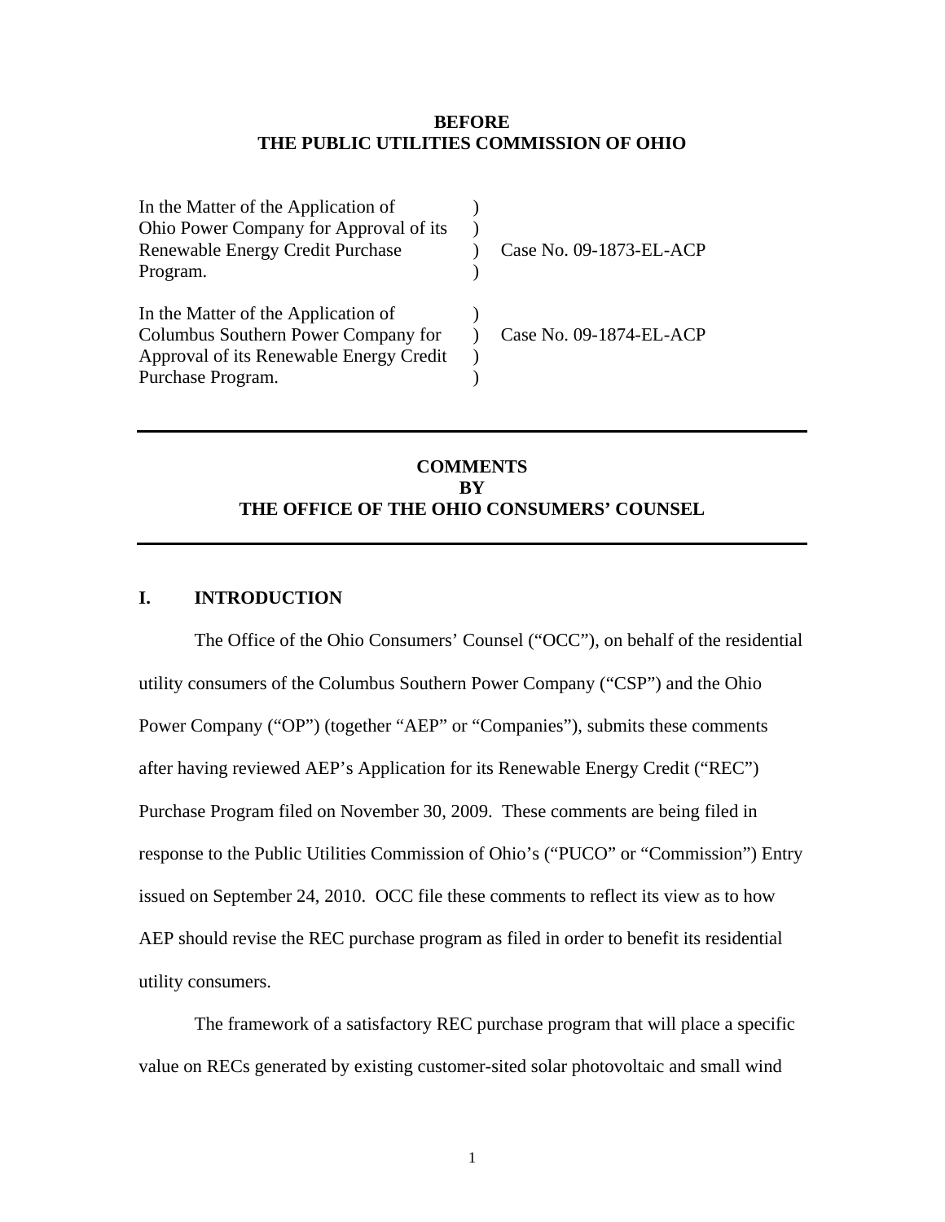**BEFORE**
**THE PUBLIC UTILITIES COMMISSION OF OHIO**

| | | |
|---|---|---|
| In the Matter of the Application of Ohio Power Company for Approval of its Renewable Energy Credit Purchase Program. | ) | Case No. 09-1873-EL-ACP |
| In the Matter of the Application of Columbus Southern Power Company for Approval of its Renewable Energy Credit Purchase Program. | ) | Case No. 09-1874-EL-ACP |

---

**COMMENTS**
**BY**
**THE OFFICE OF THE OHIO CONSUMERS' COUNSEL**

---

## I. INTRODUCTION

The Office of the Ohio Consumers' Counsel ("OCC"), on behalf of the residential utility consumers of the Columbus Southern Power Company ("CSP") and the Ohio Power Company ("OP") (together "AEP" or "Companies"), submits these comments after having reviewed AEP's Application for its Renewable Energy Credit ("REC") Purchase Program filed on November 30, 2009. These comments are being filed in response to the Public Utilities Commission of Ohio's ("PUCO" or "Commission") Entry issued on September 24, 2010. OCC file these comments to reflect its view as to how AEP should revise the REC purchase program as filed in order to benefit its residential utility consumers.

The framework of a satisfactory REC purchase program that will place a specific value on RECs generated by existing customer-sited solar photovoltaic and small wind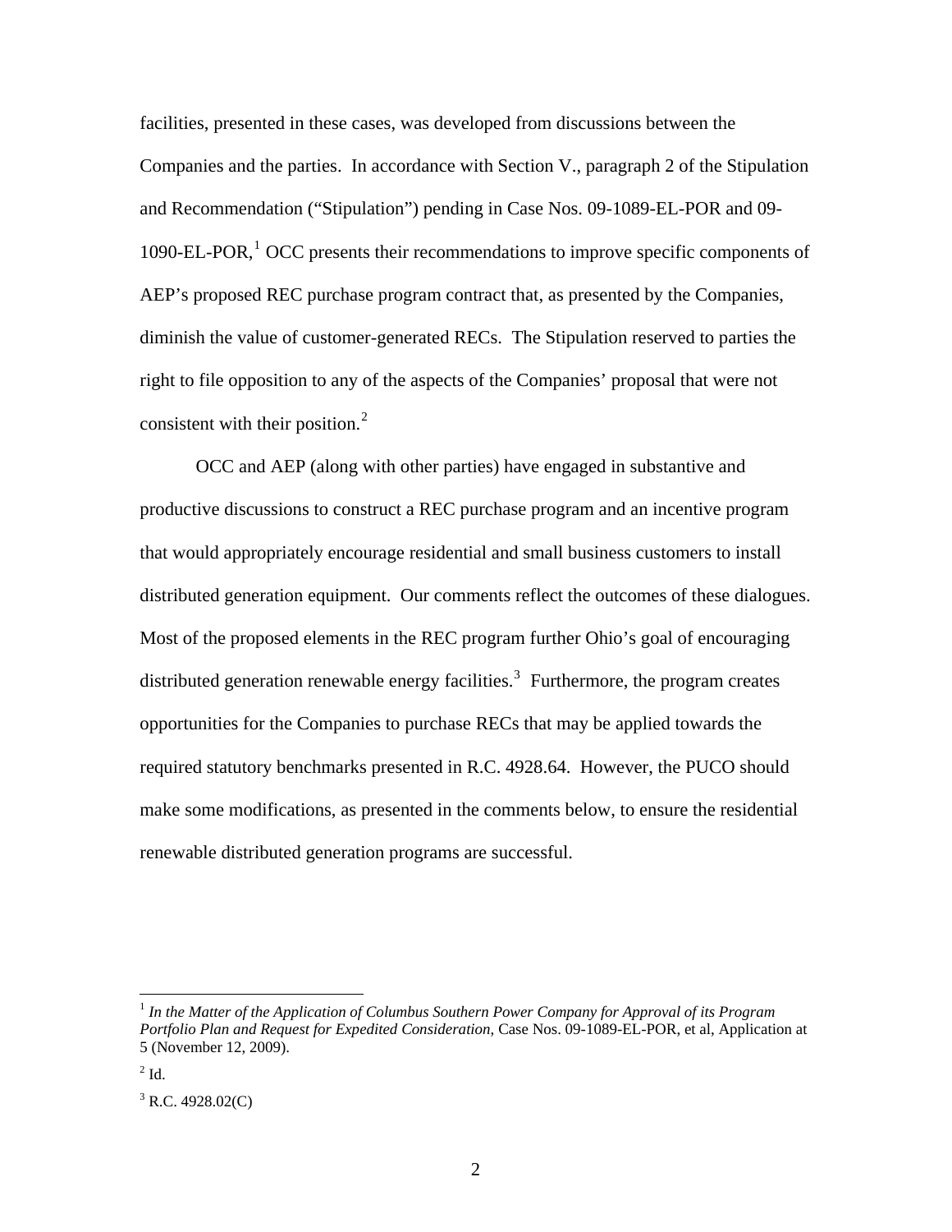facilities, presented in these cases, was developed from discussions between the Companies and the parties. In accordance with Section V., paragraph 2 of the Stipulation and Recommendation ("Stipulation") pending in Case Nos. 09-1089-EL-POR and 09-1090-EL-POR,[1] OCC presents their recommendations to improve specific components of AEP's proposed REC purchase program contract that, as presented by the Companies, diminish the value of customer-generated RECs. The Stipulation reserved to parties the right to file opposition to any of the aspects of the Companies' proposal that were not consistent with their position.[2]

OCC and AEP (along with other parties) have engaged in substantive and productive discussions to construct a REC purchase program and an incentive program that would appropriately encourage residential and small business customers to install distributed generation equipment. Our comments reflect the outcomes of these dialogues. Most of the proposed elements in the REC program further Ohio's goal of encouraging distributed generation renewable energy facilities.[3] Furthermore, the program creates opportunities for the Companies to purchase RECs that may be applied towards the required statutory benchmarks presented in R.C. 4928.64. However, the PUCO should make some modifications, as presented in the comments below, to ensure the residential renewable distributed generation programs are successful.

---

[1] *In the Matter of the Application of Columbus Southern Power Company for Approval of its Program Portfolio Plan and Request for Expedited Consideration*, Case Nos. 09-1089-EL-POR, et al, Application at 5 (November 12, 2009).

[2] Id.

[3] R.C. 4928.02(C)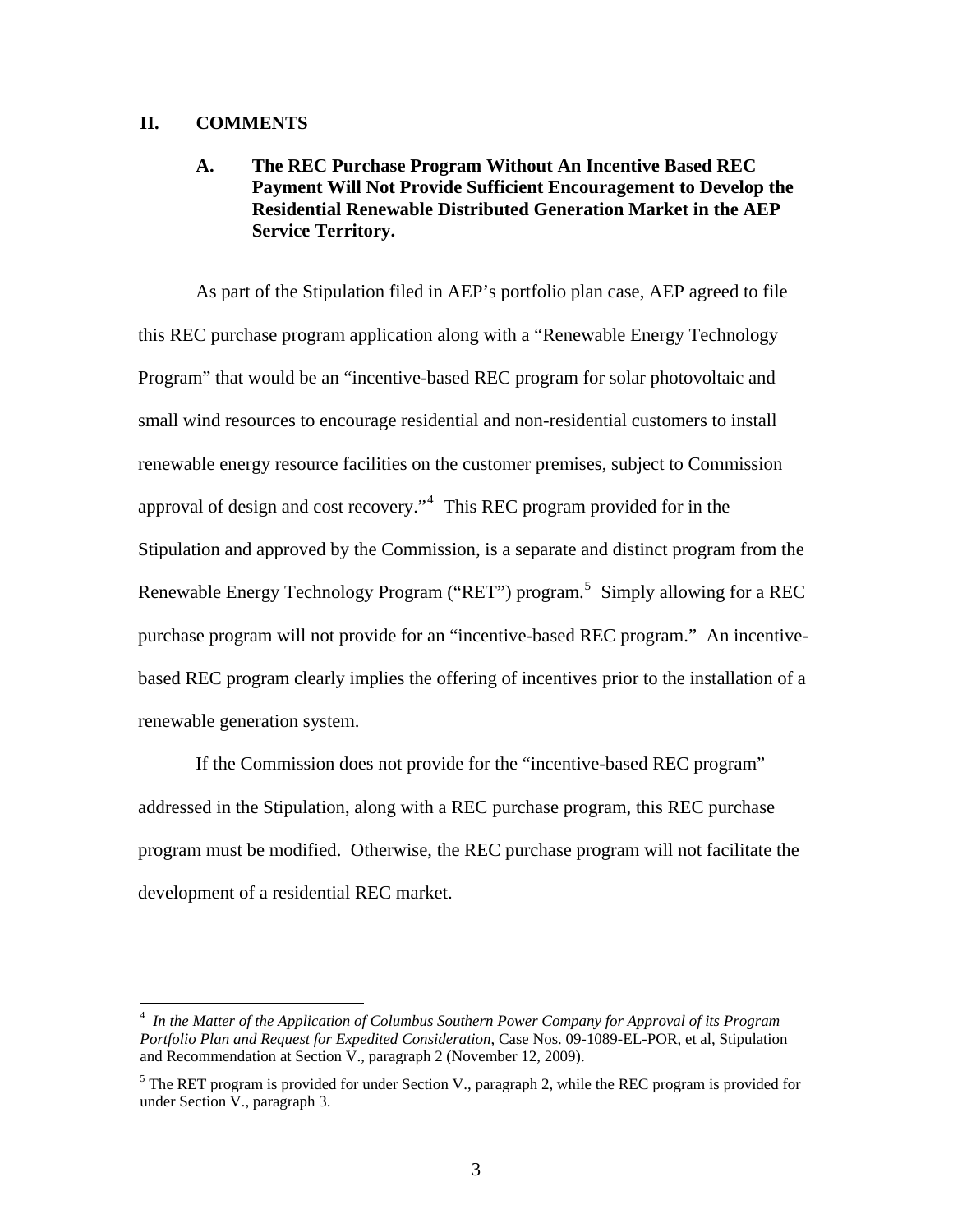## II. COMMENTS

### A. The REC Purchase Program Without An Incentive Based REC Payment Will Not Provide Sufficient Encouragement to Develop the Residential Renewable Distributed Generation Market in the AEP Service Territory.

As part of the Stipulation filed in AEP's portfolio plan case, AEP agreed to file this REC purchase program application along with a "Renewable Energy Technology Program" that would be an "incentive-based REC program for solar photovoltaic and small wind resources to encourage residential and non-residential customers to install renewable energy resource facilities on the customer premises, subject to Commission approval of design and cost recovery."[4] This REC program provided for in the Stipulation and approved by the Commission, is a separate and distinct program from the Renewable Energy Technology Program ("RET") program.[5] Simply allowing for a REC purchase program will not provide for an "incentive-based REC program." An incentive-based REC program clearly implies the offering of incentives prior to the installation of a renewable generation system.

If the Commission does not provide for the "incentive-based REC program" addressed in the Stipulation, along with a REC purchase program, this REC purchase program must be modified. Otherwise, the REC purchase program will not facilitate the development of a residential REC market.

---

[4] *In the Matter of the Application of Columbus Southern Power Company for Approval of its Program Portfolio Plan and Request for Expedited Consideration*, Case Nos. 09-1089-EL-POR, et al, Stipulation and Recommendation at Section V., paragraph 2 (November 12, 2009).

[5] The RET program is provided for under Section V., paragraph 2, while the REC program is provided for under Section V., paragraph 3.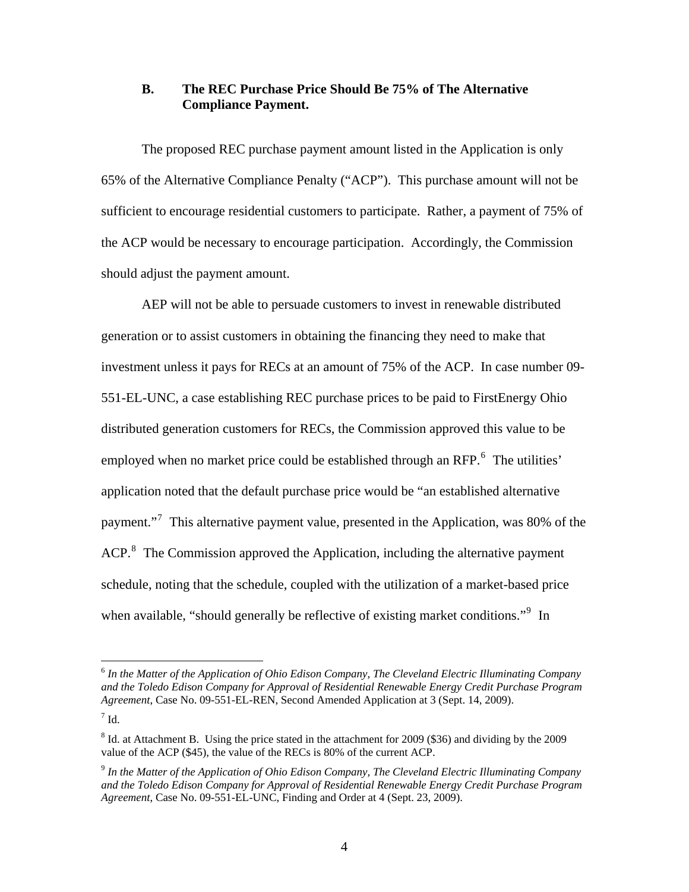### B. The REC Purchase Price Should Be 75% of The Alternative Compliance Payment.

The proposed REC purchase payment amount listed in the Application is only 65% of the Alternative Compliance Penalty ("ACP"). This purchase amount will not be sufficient to encourage residential customers to participate. Rather, a payment of 75% of the ACP would be necessary to encourage participation. Accordingly, the Commission should adjust the payment amount.

AEP will not be able to persuade customers to invest in renewable distributed generation or to assist customers in obtaining the financing they need to make that investment unless it pays for RECs at an amount of 75% of the ACP. In case number 09-551-EL-UNC, a case establishing REC purchase prices to be paid to FirstEnergy Ohio distributed generation customers for RECs, the Commission approved this value to be employed when no market price could be established through an RFP.[6] The utilities' application noted that the default purchase price would be "an established alternative payment."[7] This alternative payment value, presented in the Application, was 80% of the ACP.[8] The Commission approved the Application, including the alternative payment schedule, noting that the schedule, coupled with the utilization of a market-based price when available, "should generally be reflective of existing market conditions."[9] In

---

[6] *In the Matter of the Application of Ohio Edison Company, The Cleveland Electric Illuminating Company and the Toledo Edison Company for Approval of Residential Renewable Energy Credit Purchase Program Agreement*, Case No. 09-551-EL-REN, Second Amended Application at 3 (Sept. 14, 2009).

[7] Id.

[8] Id. at Attachment B. Using the price stated in the attachment for 2009 ($36) and dividing by the 2009 value of the ACP ($45), the value of the RECs is 80% of the current ACP.

[9] *In the Matter of the Application of Ohio Edison Company, The Cleveland Electric Illuminating Company and the Toledo Edison Company for Approval of Residential Renewable Energy Credit Purchase Program Agreement*, Case No. 09-551-EL-UNC, Finding and Order at 4 (Sept. 23, 2009).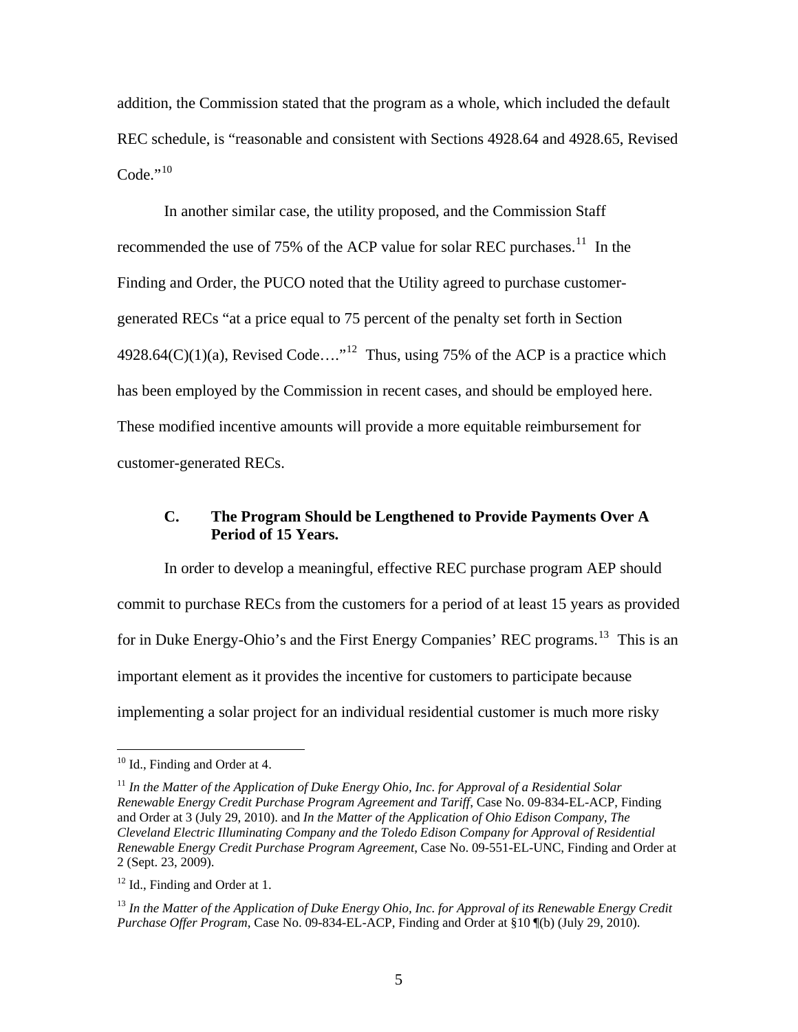addition, the Commission stated that the program as a whole, which included the default REC schedule, is "reasonable and consistent with Sections 4928.64 and 4928.65, Revised Code."[10]

In another similar case, the utility proposed, and the Commission Staff recommended the use of 75% of the ACP value for solar REC purchases.[11] In the Finding and Order, the PUCO noted that the Utility agreed to purchase customer-generated RECs "at a price equal to 75 percent of the penalty set forth in Section 4928.64(C)(1)(a), Revised Code…."[12] Thus, using 75% of the ACP is a practice which has been employed by the Commission in recent cases, and should be employed here. These modified incentive amounts will provide a more equitable reimbursement for customer-generated RECs.

### C. The Program Should be Lengthened to Provide Payments Over A Period of 15 Years.

In order to develop a meaningful, effective REC purchase program AEP should commit to purchase RECs from the customers for a period of at least 15 years as provided for in Duke Energy-Ohio's and the First Energy Companies' REC programs.[13] This is an important element as it provides the incentive for customers to participate because implementing a solar project for an individual residential customer is much more risky

---

[10] Id., Finding and Order at 4.

[11] *In the Matter of the Application of Duke Energy Ohio, Inc. for Approval of a Residential Solar Renewable Energy Credit Purchase Program Agreement and Tariff*, Case No. 09-834-EL-ACP, Finding and Order at 3 (July 29, 2010). and *In the Matter of the Application of Ohio Edison Company, The Cleveland Electric Illuminating Company and the Toledo Edison Company for Approval of Residential Renewable Energy Credit Purchase Program Agreement*, Case No. 09-551-EL-UNC, Finding and Order at 2 (Sept. 23, 2009).

[12] Id., Finding and Order at 1.

[13] *In the Matter of the Application of Duke Energy Ohio, Inc. for Approval of its Renewable Energy Credit Purchase Offer Program*, Case No. 09-834-EL-ACP, Finding and Order at §10 ¶(b) (July 29, 2010).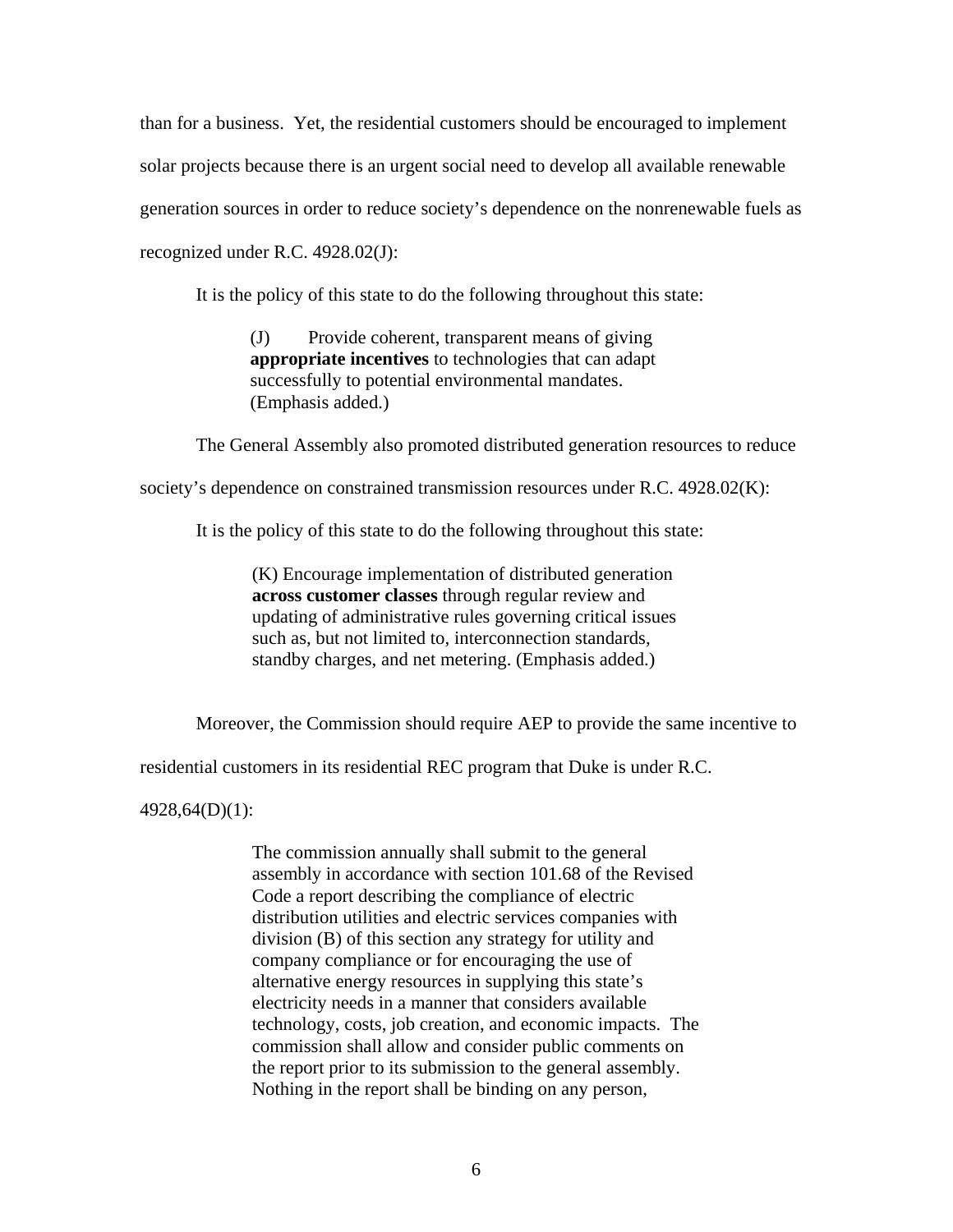than for a business. Yet, the residential customers should be encouraged to implement solar projects because there is an urgent social need to develop all available renewable generation sources in order to reduce society's dependence on the nonrenewable fuels as recognized under R.C. 4928.02(J):

It is the policy of this state to do the following throughout this state:

> (J) Provide coherent, transparent means of giving **appropriate incentives** to technologies that can adapt successfully to potential environmental mandates. (Emphasis added.)

The General Assembly also promoted distributed generation resources to reduce society's dependence on constrained transmission resources under R.C. 4928.02(K):

It is the policy of this state to do the following throughout this state:

> (K) Encourage implementation of distributed generation **across customer classes** through regular review and updating of administrative rules governing critical issues such as, but not limited to, interconnection standards, standby charges, and net metering. (Emphasis added.)

Moreover, the Commission should require AEP to provide the same incentive to residential customers in its residential REC program that Duke is under R.C. 4928,64(D)(1):

> The commission annually shall submit to the general assembly in accordance with section 101.68 of the Revised Code a report describing the compliance of electric distribution utilities and electric services companies with division (B) of this section any strategy for utility and company compliance or for encouraging the use of alternative energy resources in supplying this state's electricity needs in a manner that considers available technology, costs, job creation, and economic impacts. The commission shall allow and consider public comments on the report prior to its submission to the general assembly. Nothing in the report shall be binding on any person,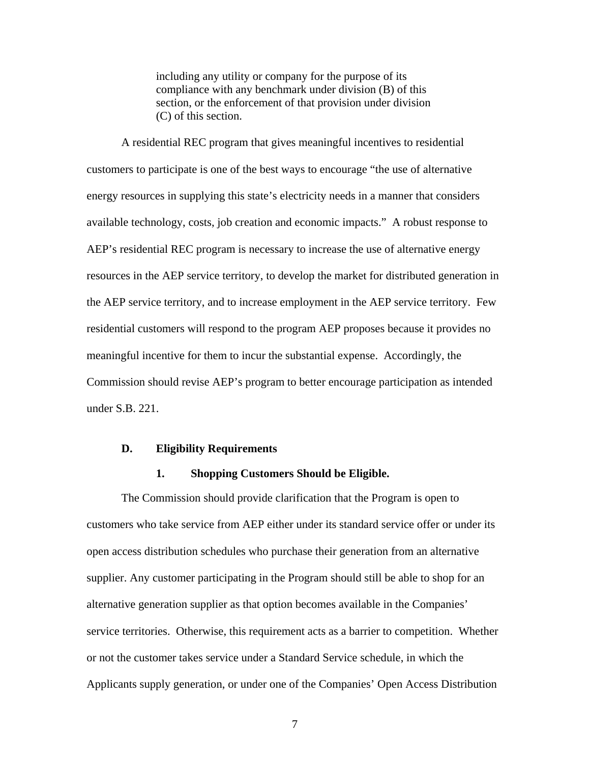> including any utility or company for the purpose of its compliance with any benchmark under division (B) of this section, or the enforcement of that provision under division (C) of this section.

A residential REC program that gives meaningful incentives to residential customers to participate is one of the best ways to encourage "the use of alternative energy resources in supplying this state's electricity needs in a manner that considers available technology, costs, job creation and economic impacts." A robust response to AEP's residential REC program is necessary to increase the use of alternative energy resources in the AEP service territory, to develop the market for distributed generation in the AEP service territory, and to increase employment in the AEP service territory. Few residential customers will respond to the program AEP proposes because it provides no meaningful incentive for them to incur the substantial expense. Accordingly, the Commission should revise AEP's program to better encourage participation as intended under S.B. 221.

### D. Eligibility Requirements

#### 1. Shopping Customers Should be Eligible.

The Commission should provide clarification that the Program is open to customers who take service from AEP either under its standard service offer or under its open access distribution schedules who purchase their generation from an alternative supplier. Any customer participating in the Program should still be able to shop for an alternative generation supplier as that option becomes available in the Companies' service territories. Otherwise, this requirement acts as a barrier to competition. Whether or not the customer takes service under a Standard Service schedule, in which the Applicants supply generation, or under one of the Companies' Open Access Distribution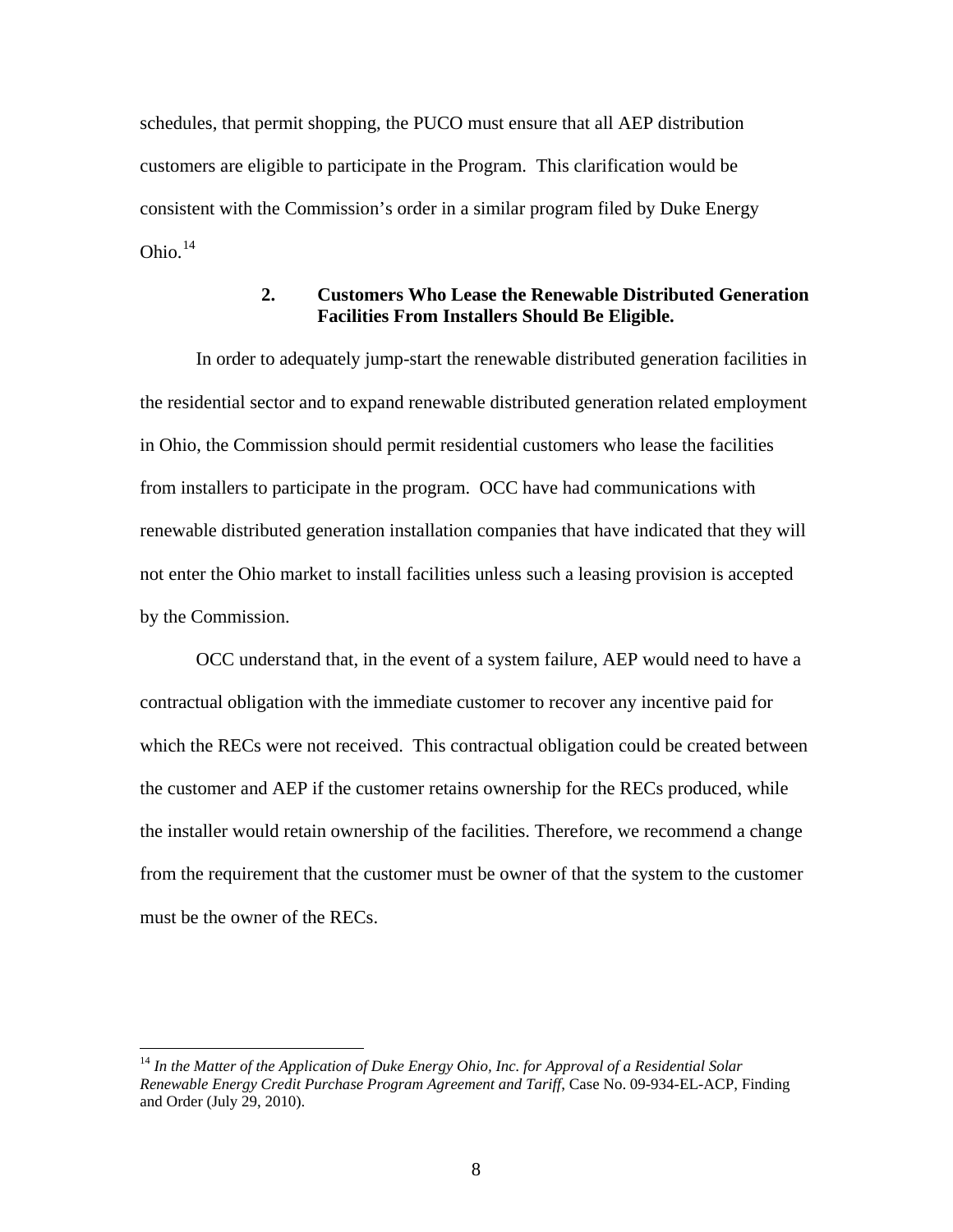schedules, that permit shopping, the PUCO must ensure that all AEP distribution customers are eligible to participate in the Program. This clarification would be consistent with the Commission's order in a similar program filed by Duke Energy Ohio.[14]

### 2. Customers Who Lease the Renewable Distributed Generation Facilities From Installers Should Be Eligible.

In order to adequately jump-start the renewable distributed generation facilities in the residential sector and to expand renewable distributed generation related employment in Ohio, the Commission should permit residential customers who lease the facilities from installers to participate in the program. OCC have had communications with renewable distributed generation installation companies that have indicated that they will not enter the Ohio market to install facilities unless such a leasing provision is accepted by the Commission.

OCC understand that, in the event of a system failure, AEP would need to have a contractual obligation with the immediate customer to recover any incentive paid for which the RECs were not received. This contractual obligation could be created between the customer and AEP if the customer retains ownership for the RECs produced, while the installer would retain ownership of the facilities. Therefore, we recommend a change from the requirement that the customer must be owner of that the system to the customer must be the owner of the RECs.

---

[14] *In the Matter of the Application of Duke Energy Ohio, Inc. for Approval of a Residential Solar Renewable Energy Credit Purchase Program Agreement and Tariff*, Case No. 09-934-EL-ACP, Finding and Order (July 29, 2010).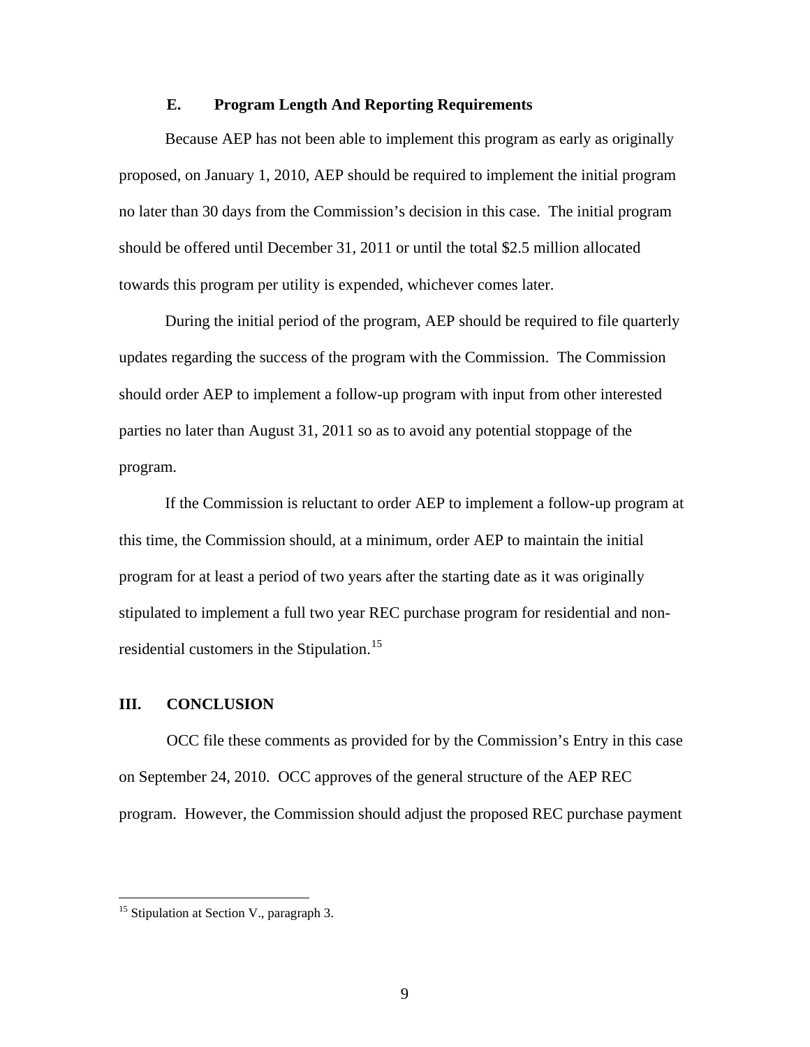### E. Program Length And Reporting Requirements

Because AEP has not been able to implement this program as early as originally proposed, on January 1, 2010, AEP should be required to implement the initial program no later than 30 days from the Commission's decision in this case. The initial program should be offered until December 31, 2011 or until the total $2.5 million allocated towards this program per utility is expended, whichever comes later.

During the initial period of the program, AEP should be required to file quarterly updates regarding the success of the program with the Commission. The Commission should order AEP to implement a follow-up program with input from other interested parties no later than August 31, 2011 so as to avoid any potential stoppage of the program.

If the Commission is reluctant to order AEP to implement a follow-up program at this time, the Commission should, at a minimum, order AEP to maintain the initial program for at least a period of two years after the starting date as it was originally stipulated to implement a full two year REC purchase program for residential and non-residential customers in the Stipulation.[15]

## III. CONCLUSION

OCC file these comments as provided for by the Commission's Entry in this case on September 24, 2010. OCC approves of the general structure of the AEP REC program. However, the Commission should adjust the proposed REC purchase payment

---

[15] Stipulation at Section V., paragraph 3.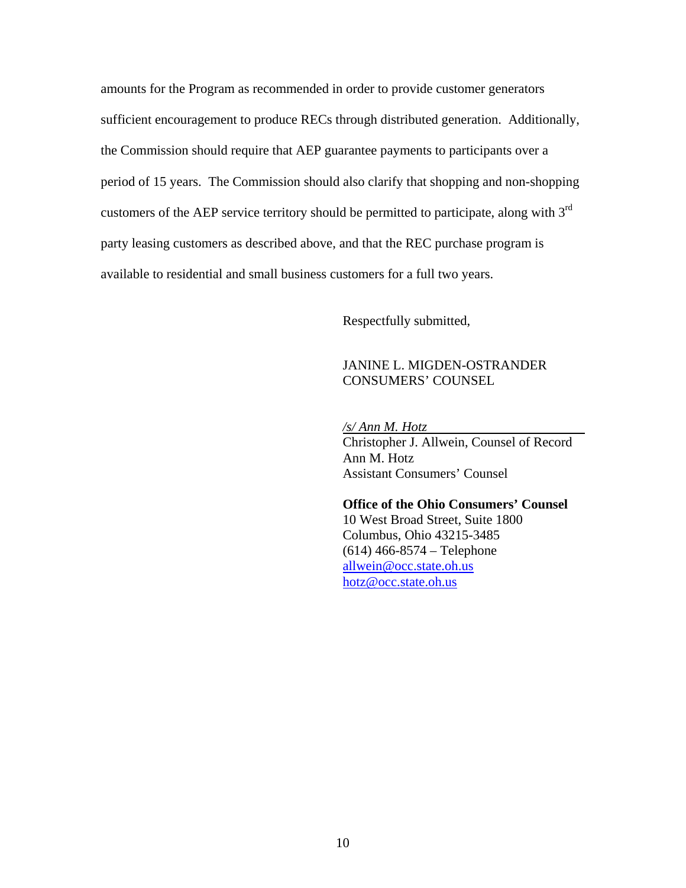amounts for the Program as recommended in order to provide customer generators sufficient encouragement to produce RECs through distributed generation. Additionally, the Commission should require that AEP guarantee payments to participants over a period of 15 years. The Commission should also clarify that shopping and non-shopping customers of the AEP service territory should be permitted to participate, along with 3rd party leasing customers as described above, and that the REC purchase program is available to residential and small business customers for a full two years.

Respectfully submitted,

JANINE L. MIGDEN-OSTRANDER
CONSUMERS' COUNSEL

*/s/ Ann M. Hotz*
Christopher J. Allwein, Counsel of Record
Ann M. Hotz
Assistant Consumers' Counsel

**Office of the Ohio Consumers' Counsel**
10 West Broad Street, Suite 1800
Columbus, Ohio 43215-3485
(614) 466-8574 – Telephone
allwein@occ.state.oh.us
hotz@occ.state.oh.us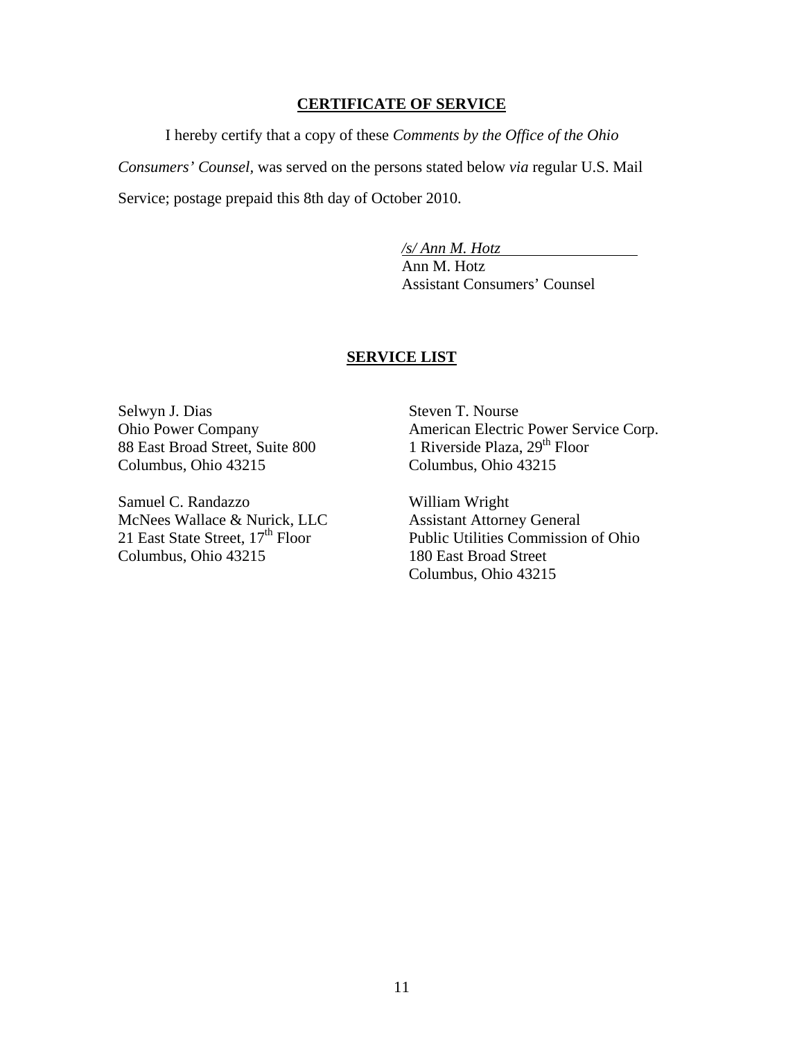## CERTIFICATE OF SERVICE

I hereby certify that a copy of these *Comments by the Office of the Ohio Consumers' Counsel*, was served on the persons stated below *via* regular U.S. Mail Service; postage prepaid this 8th day of October 2010.

*/s/ Ann M. Hotz*
Ann M. Hotz
Assistant Consumers' Counsel

## SERVICE LIST

Selwyn J. Dias
Ohio Power Company
88 East Broad Street, Suite 800
Columbus, Ohio 43215

Steven T. Nourse
American Electric Power Service Corp.
1 Riverside Plaza, 29th Floor
Columbus, Ohio 43215

Samuel C. Randazzo
McNees Wallace & Nurick, LLC
21 East State Street, 17th Floor
Columbus, Ohio 43215

William Wright
Assistant Attorney General
Public Utilities Commission of Ohio
180 East Broad Street
Columbus, Ohio 43215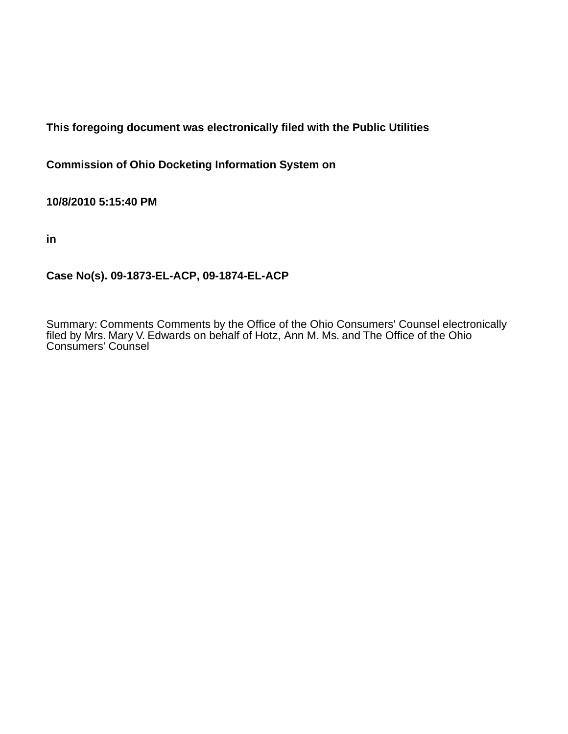**This foregoing document was electronically filed with the Public Utilities**

**Commission of Ohio Docketing Information System on**

**10/8/2010 5:15:40 PM**

**in**

**Case No(s). 09-1873-EL-ACP, 09-1874-EL-ACP**

Summary: Comments Comments by the Office of the Ohio Consumers' Counsel electronically filed by Mrs. Mary V. Edwards on behalf of Hotz, Ann M. Ms. and The Office of the Ohio Consumers' Counsel